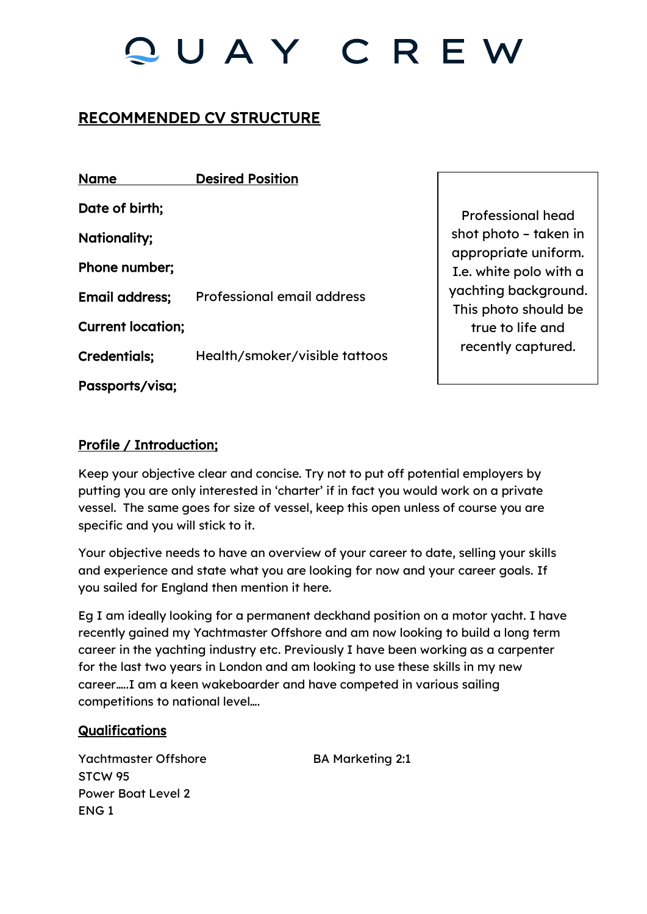# QUAY CREW

## RECOMMENDED CV STRUCTURE

**Name** **Desired Position**

**Date of birth;**

**Nationality;**

**Phone number;**

**Email address;** Professional email address

**Current location;**

**Credentials;** Health/smoker/visible tattoos

**Passports/visa;**

Professional head shot photo – taken in appropriate uniform. I.e. white polo with a yachting background. This photo should be true to life and recently captured.

### Profile / Introduction;

Keep your objective clear and concise. Try not to put off potential employers by putting you are only interested in 'charter' if in fact you would work on a private vessel. The same goes for size of vessel, keep this open unless of course you are specific and you will stick to it.

Your objective needs to have an overview of your career to date, selling your skills and experience and state what you are looking for now and your career goals. If you sailed for England then mention it here.

Eg I am ideally looking for a permanent deckhand position on a motor yacht. I have recently gained my Yachtmaster Offshore and am now looking to build a long term career in the yachting industry etc. Previously I have been working as a carpenter for the last two years in London and am looking to use these skills in my new career…..I am a keen wakeboarder and have competed in various sailing competitions to national level….

### Qualifications

Yachtmaster Offshore
STCW 95
Power Boat Level 2
ENG 1

BA Marketing 2:1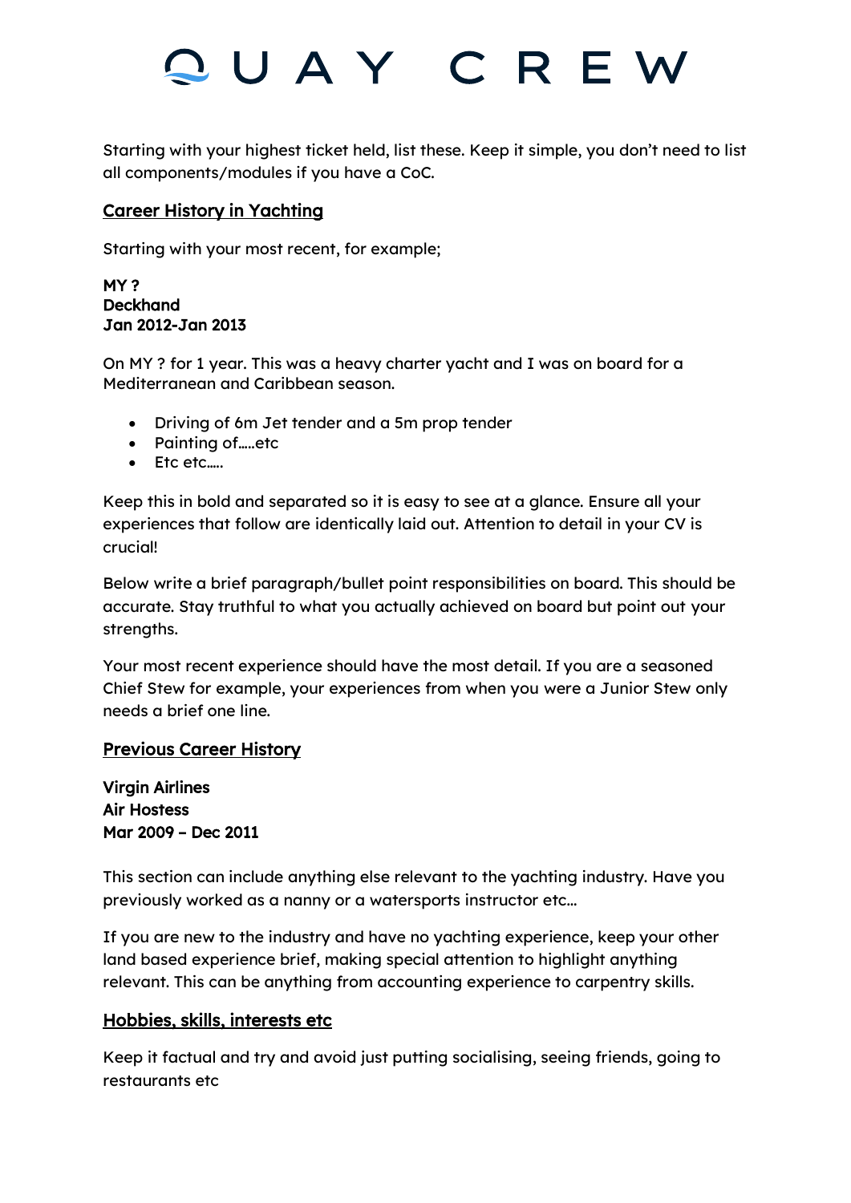Starting with your highest ticket held, list these. Keep it simple, you don't need to list all components/modules if you have a CoC.

## Career History in Yachting

Starting with your most recent, for example;

**MY ?**
**Deckhand**
**Jan 2012-Jan 2013**

On MY ? for 1 year. This was a heavy charter yacht and I was on board for a Mediterranean and Caribbean season.

- Driving of 6m Jet tender and a 5m prop tender
- Painting of…..etc
- Etc etc…..

Keep this in bold and separated so it is easy to see at a glance. Ensure all your experiences that follow are identically laid out. Attention to detail in your CV is crucial!

Below write a brief paragraph/bullet point responsibilities on board. This should be accurate. Stay truthful to what you actually achieved on board but point out your strengths.

Your most recent experience should have the most detail. If you are a seasoned Chief Stew for example, your experiences from when you were a Junior Stew only needs a brief one line.

## Previous Career History

**Virgin Airlines**
**Air Hostess**
**Mar 2009 – Dec 2011**

This section can include anything else relevant to the yachting industry. Have you previously worked as a nanny or a watersports instructor etc…

If you are new to the industry and have no yachting experience, keep your other land based experience brief, making special attention to highlight anything relevant. This can be anything from accounting experience to carpentry skills.

## Hobbies, skills, interests etc

Keep it factual and try and avoid just putting socialising, seeing friends, going to restaurants etc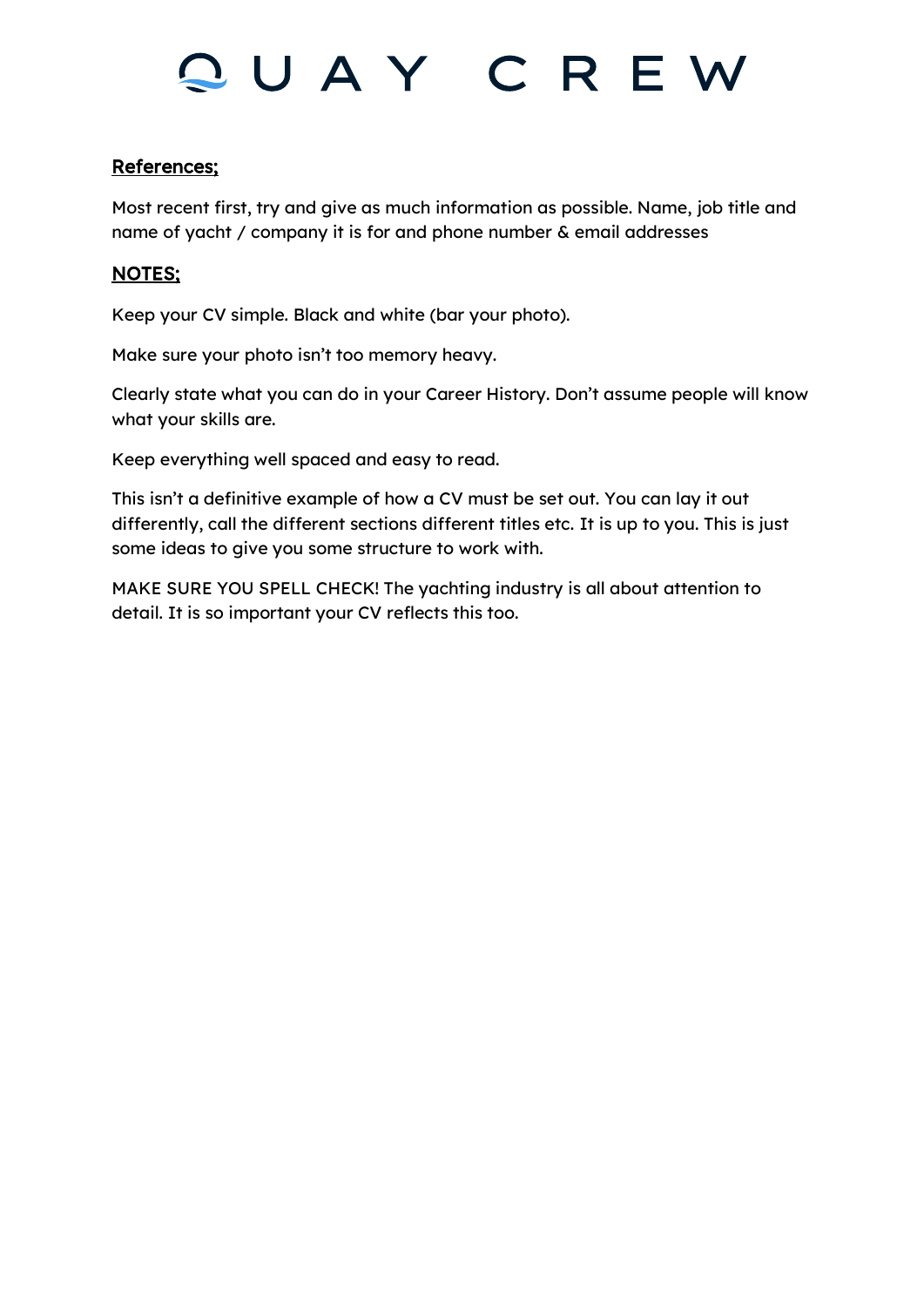**References;**

Most recent first, try and give as much information as possible. Name, job title and name of yacht / company it is for and phone number & email addresses

**NOTES;**

Keep your CV simple. Black and white (bar your photo).

Make sure your photo isn't too memory heavy.

Clearly state what you can do in your Career History. Don't assume people will know what your skills are.

Keep everything well spaced and easy to read.

This isn't a definitive example of how a CV must be set out. You can lay it out differently, call the different sections different titles etc. It is up to you. This is just some ideas to give you some structure to work with.

MAKE SURE YOU SPELL CHECK! The yachting industry is all about attention to detail. It is so important your CV reflects this too.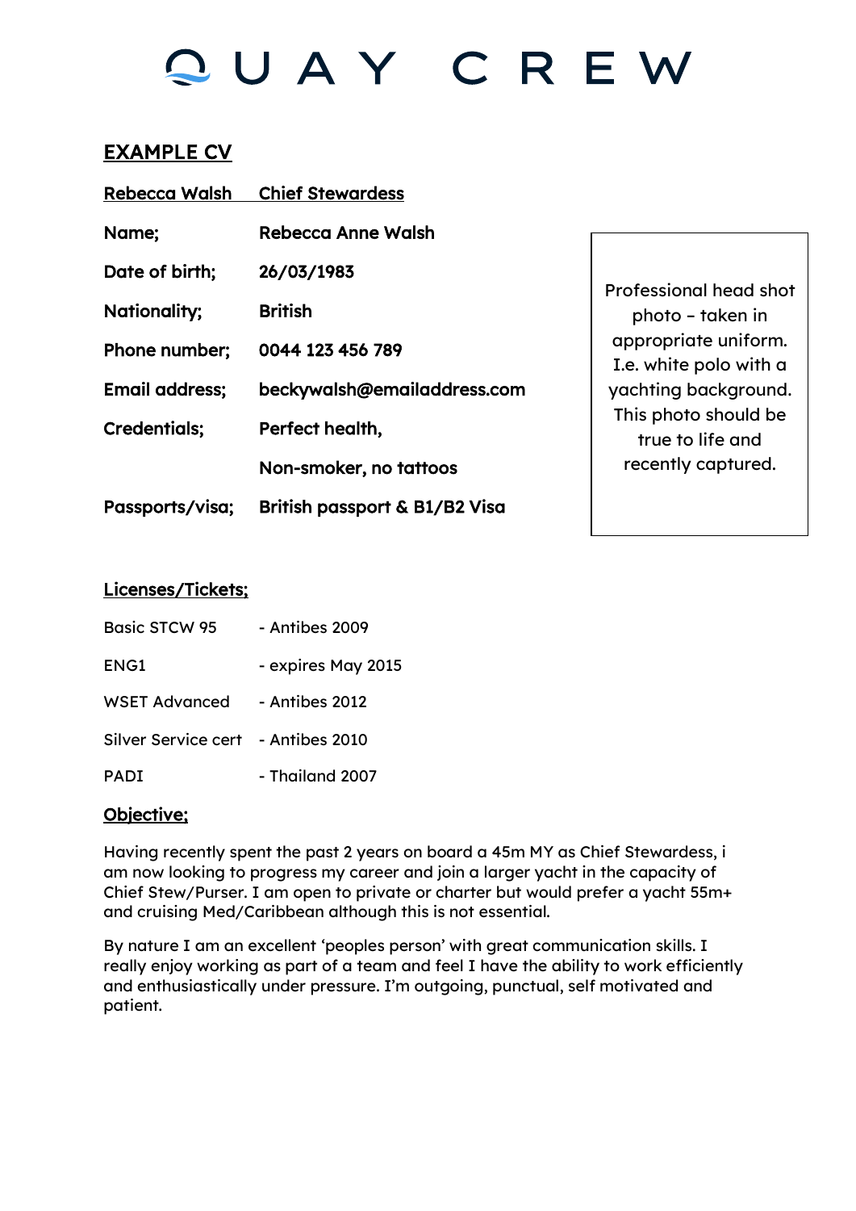# QUAY CREW

## EXAMPLE CV

**Rebecca Walsh    Chief Stewardess**

| | |
|---|---|
| **Name;** | **Rebecca Anne Walsh** |
| **Date of birth;** | **26/03/1983** |
| **Nationality;** | **British** |
| **Phone number;** | **0044 123 456 789** |
| **Email address;** | **beckywalsh@emailaddress.com** |
| **Credentials;** | **Perfect health,** |
| | **Non-smoker, no tattoos** |
| **Passports/visa;** | **British passport & B1/B2 Visa** |

Professional head shot photo – taken in appropriate uniform. I.e. white polo with a yachting background. This photo should be true to life and recently captured.

### Licenses/Tickets;

| | |
|---|---|
| Basic STCW 95 | - Antibes 2009 |
| ENG1 | - expires May 2015 |
| WSET Advanced | - Antibes 2012 |
| Silver Service cert | - Antibes 2010 |
| PADI | - Thailand 2007 |

### Objective;

Having recently spent the past 2 years on board a 45m MY as Chief Stewardess, i am now looking to progress my career and join a larger yacht in the capacity of Chief Stew/Purser. I am open to private or charter but would prefer a yacht 55m+ and cruising Med/Caribbean although this is not essential.

By nature I am an excellent 'peoples person' with great communication skills. I really enjoy working as part of a team and feel I have the ability to work efficiently and enthusiastically under pressure. I'm outgoing, punctual, self motivated and patient.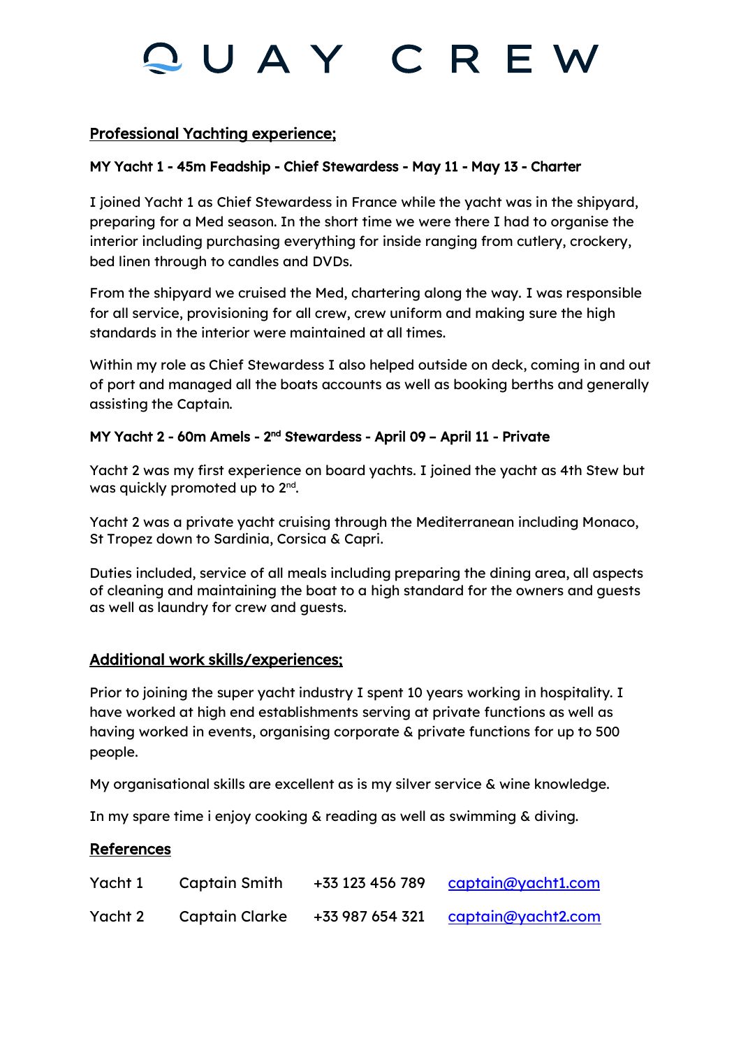# QUAY CREW

## Professional Yachting experience;

**MY Yacht 1 - 45m Feadship - Chief Stewardess - May 11 - May 13 - Charter**

I joined Yacht 1 as Chief Stewardess in France while the yacht was in the shipyard, preparing for a Med season. In the short time we were there I had to organise the interior including purchasing everything for inside ranging from cutlery, crockery, bed linen through to candles and DVDs.

From the shipyard we cruised the Med, chartering along the way. I was responsible for all service, provisioning for all crew, crew uniform and making sure the high standards in the interior were maintained at all times.

Within my role as Chief Stewardess I also helped outside on deck, coming in and out of port and managed all the boats accounts as well as booking berths and generally assisting the Captain.

**MY Yacht 2 - 60m Amels - 2nd Stewardess - April 09 – April 11 - Private**

Yacht 2 was my first experience on board yachts. I joined the yacht as 4th Stew but was quickly promoted up to 2nd.

Yacht 2 was a private yacht cruising through the Mediterranean including Monaco, St Tropez down to Sardinia, Corsica & Capri.

Duties included, service of all meals including preparing the dining area, all aspects of cleaning and maintaining the boat to a high standard for the owners and guests as well as laundry for crew and guests.

## Additional work skills/experiences;

Prior to joining the super yacht industry I spent 10 years working in hospitality. I have worked at high end establishments serving at private functions as well as having worked in events, organising corporate & private functions for up to 500 people.

My organisational skills are excellent as is my silver service & wine knowledge.

In my spare time i enjoy cooking & reading as well as swimming & diving.

## References

| | | | |
|---|---|---|---|
| Yacht 1 | Captain Smith | +33 123 456 789 | captain@yacht1.com |
| Yacht 2 | Captain Clarke | +33 987 654 321 | captain@yacht2.com |